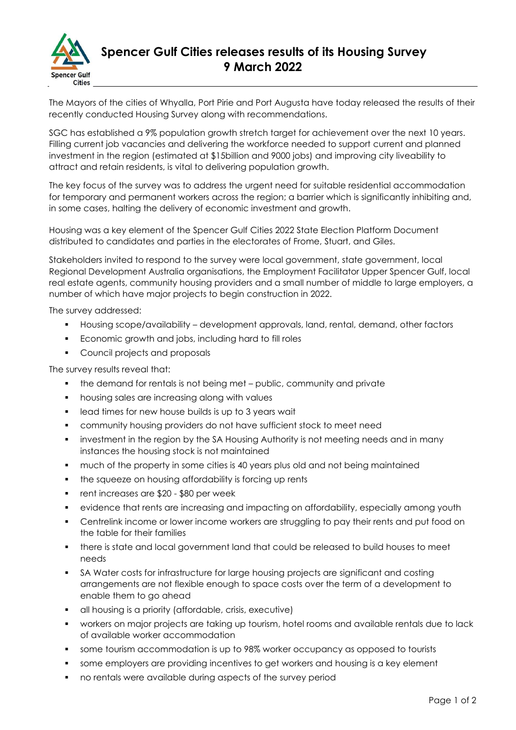# Spencer Gulf Cities releases results of its Housing Survey
## 9 March 2022

The Mayors of the cities of Whyalla, Port Pirie and Port Augusta have today released the results of their recently conducted Housing Survey along with recommendations.

SGC has established a 9% population growth stretch target for achievement over the next 10 years. Filling current job vacancies and delivering the workforce needed to support current and planned investment in the region (estimated at $15billion and 9000 jobs) and improving city liveability to attract and retain residents, is vital to delivering population growth.

The key focus of the survey was to address the urgent need for suitable residential accommodation for temporary and permanent workers across the region; a barrier which is significantly inhibiting and, in some cases, halting the delivery of economic investment and growth.

Housing was a key element of the Spencer Gulf Cities 2022 State Election Platform Document distributed to candidates and parties in the electorates of Frome, Stuart, and Giles.

Stakeholders invited to respond to the survey were local government, state government, local Regional Development Australia organisations, the Employment Facilitator Upper Spencer Gulf, local real estate agents, community housing providers and a small number of middle to large employers, a number of which have major projects to begin construction in 2022.

The survey addressed:

- Housing scope/availability – development approvals, land, rental, demand, other factors
- Economic growth and jobs, including hard to fill roles
- Council projects and proposals

The survey results reveal that:

- the demand for rentals is not being met – public, community and private
- housing sales are increasing along with values
- lead times for new house builds is up to 3 years wait
- community housing providers do not have sufficient stock to meet need
- investment in the region by the SA Housing Authority is not meeting needs and in many instances the housing stock is not maintained
- much of the property in some cities is 40 years plus old and not being maintained
- the squeeze on housing affordability is forcing up rents
- rent increases are $20 - $80 per week
- evidence that rents are increasing and impacting on affordability, especially among youth
- Centrelink income or lower income workers are struggling to pay their rents and put food on the table for their families
- there is state and local government land that could be released to build houses to meet needs
- SA Water costs for infrastructure for large housing projects are significant and costing arrangements are not flexible enough to space costs over the term of a development to enable them to go ahead
- all housing is a priority (affordable, crisis, executive)
- workers on major projects are taking up tourism, hotel rooms and available rentals due to lack of available worker accommodation
- some tourism accommodation is up to 98% worker occupancy as opposed to tourists
- some employers are providing incentives to get workers and housing is a key element
- no rentals were available during aspects of the survey period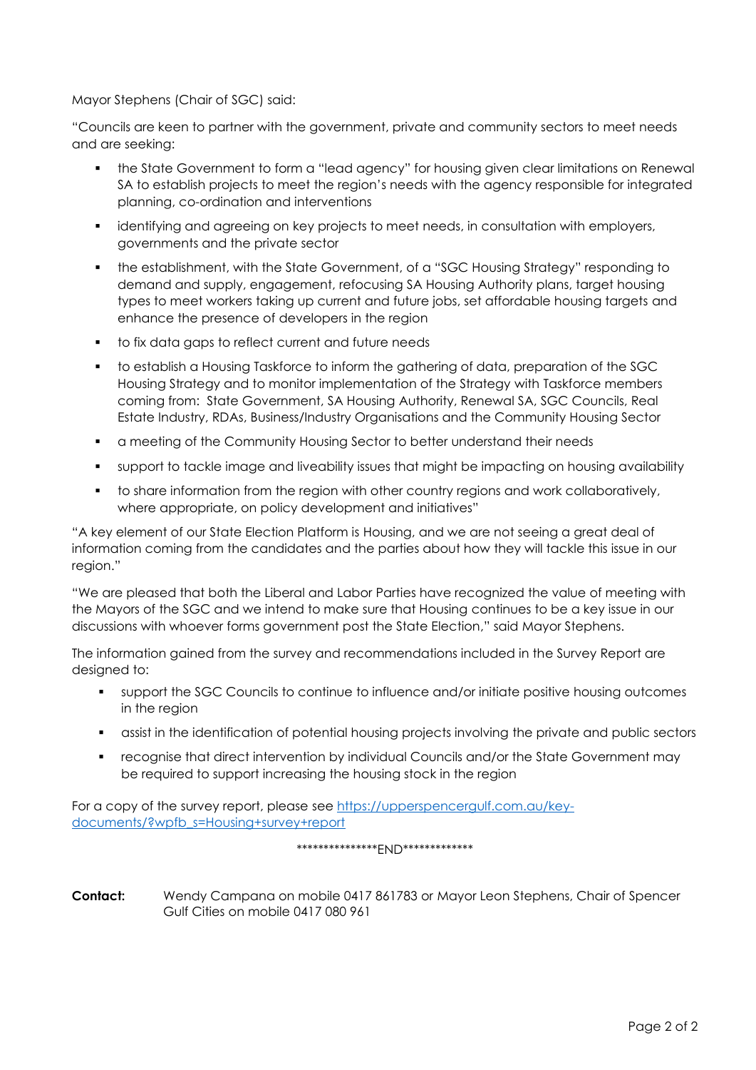Mayor Stephens (Chair of SGC) said:

"Councils are keen to partner with the government, private and community sectors to meet needs and are seeking:

- the State Government to form a "lead agency" for housing given clear limitations on Renewal SA to establish projects to meet the region's needs with the agency responsible for integrated planning, co-ordination and interventions
- identifying and agreeing on key projects to meet needs, in consultation with employers, governments and the private sector
- the establishment, with the State Government, of a "SGC Housing Strategy" responding to demand and supply, engagement, refocusing SA Housing Authority plans, target housing types to meet workers taking up current and future jobs, set affordable housing targets and enhance the presence of developers in the region
- to fix data gaps to reflect current and future needs
- to establish a Housing Taskforce to inform the gathering of data, preparation of the SGC Housing Strategy and to monitor implementation of the Strategy with Taskforce members coming from: State Government, SA Housing Authority, Renewal SA, SGC Councils, Real Estate Industry, RDAs, Business/Industry Organisations and the Community Housing Sector
- a meeting of the Community Housing Sector to better understand their needs
- support to tackle image and liveability issues that might be impacting on housing availability
- to share information from the region with other country regions and work collaboratively, where appropriate, on policy development and initiatives"

"A key element of our State Election Platform is Housing, and we are not seeing a great deal of information coming from the candidates and the parties about how they will tackle this issue in our region."

"We are pleased that both the Liberal and Labor Parties have recognized the value of meeting with the Mayors of the SGC and we intend to make sure that Housing continues to be a key issue in our discussions with whoever forms government post the State Election," said Mayor Stephens.

The information gained from the survey and recommendations included in the Survey Report are designed to:

- support the SGC Councils to continue to influence and/or initiate positive housing outcomes in the region
- assist in the identification of potential housing projects involving the private and public sectors
- recognise that direct intervention by individual Councils and/or the State Government may be required to support increasing the housing stock in the region

For a copy of the survey report, please see [https://upperspencergulf.com.au/key-documents/?wpfb_s=Housing+survey+report](https://upperspencergulf.com.au/key-documents/?wpfb_s=Housing+survey+report)

***************END*************

**Contact:** Wendy Campana on mobile 0417 861783 or Mayor Leon Stephens, Chair of Spencer Gulf Cities on mobile 0417 080 961